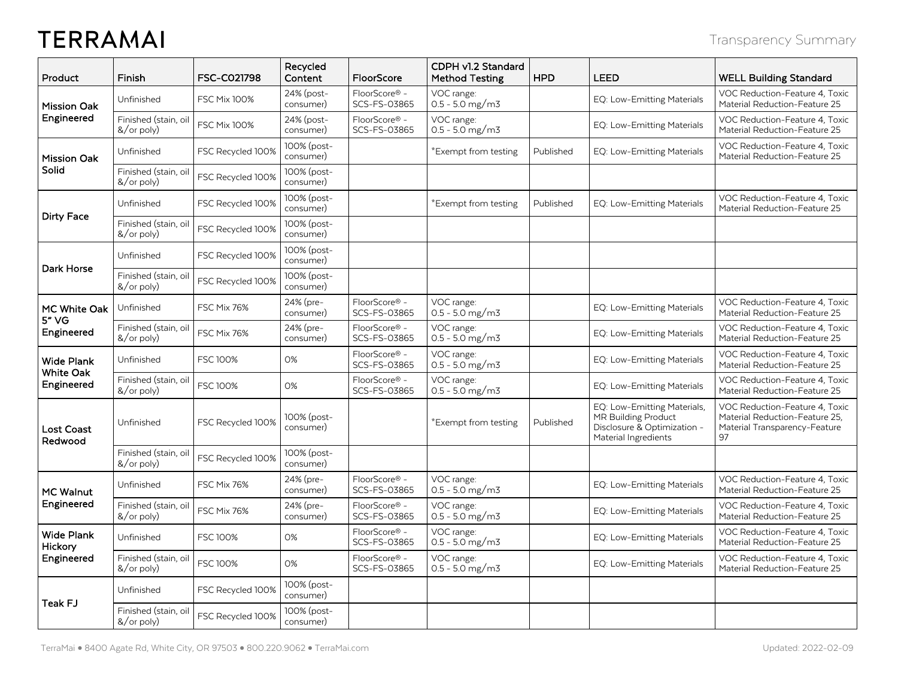# TERRAMAI

Transparency Summary

| Product | Finish | FSC-C021798 | Recycled Content | FloorScore | CDPH v1.2 Standard Method Testing | HPD | LEED | WELL Building Standard |
|---|---|---|---|---|---|---|---|---|
| **Mission Oak Engineered** | Unfinished | FSC Mix 100% | 24% (post-consumer) | FloorScore® - SCS-FS-03865 | VOC range: 0.5 - 5.0 mg/m3 | | EQ: Low-Emitting Materials | VOC Reduction-Feature 4, Toxic Material Reduction-Feature 25 |
| | Finished (stain, oil &/or poly) | FSC Mix 100% | 24% (post-consumer) | FloorScore® - SCS-FS-03865 | VOC range: 0.5 - 5.0 mg/m3 | | EQ: Low-Emitting Materials | VOC Reduction-Feature 4, Toxic Material Reduction-Feature 25 |
| **Mission Oak Solid** | Unfinished | FSC Recycled 100% | 100% (post-consumer) | | *Exempt from testing | Published | EQ: Low-Emitting Materials | VOC Reduction-Feature 4, Toxic Material Reduction-Feature 25 |
| | Finished (stain, oil &/or poly) | FSC Recycled 100% | 100% (post-consumer) | | | | | |
| **Dirty Face** | Unfinished | FSC Recycled 100% | 100% (post-consumer) | | *Exempt from testing | Published | EQ: Low-Emitting Materials | VOC Reduction-Feature 4, Toxic Material Reduction-Feature 25 |
| | Finished (stain, oil &/or poly) | FSC Recycled 100% | 100% (post-consumer) | | | | | |
| **Dark Horse** | Unfinished | FSC Recycled 100% | 100% (post-consumer) | | | | | |
| | Finished (stain, oil &/or poly) | FSC Recycled 100% | 100% (post-consumer) | | | | | |
| **MC White Oak 5" VG Engineered** | Unfinished | FSC Mix 76% | 24% (pre-consumer) | FloorScore® - SCS-FS-03865 | VOC range: 0.5 - 5.0 mg/m3 | | EQ: Low-Emitting Materials | VOC Reduction-Feature 4, Toxic Material Reduction-Feature 25 |
| | Finished (stain, oil &/or poly) | FSC Mix 76% | 24% (pre-consumer) | FloorScore® - SCS-FS-03865 | VOC range: 0.5 - 5.0 mg/m3 | | EQ: Low-Emitting Materials | VOC Reduction-Feature 4, Toxic Material Reduction-Feature 25 |
| **Wide Plank White Oak Engineered** | Unfinished | FSC 100% | 0% | FloorScore® - SCS-FS-03865 | VOC range: 0.5 - 5.0 mg/m3 | | EQ: Low-Emitting Materials | VOC Reduction-Feature 4, Toxic Material Reduction-Feature 25 |
| | Finished (stain, oil &/or poly) | FSC 100% | 0% | FloorScore® - SCS-FS-03865 | VOC range: 0.5 - 5.0 mg/m3 | | EQ: Low-Emitting Materials | VOC Reduction-Feature 4, Toxic Material Reduction-Feature 25 |
| **Lost Coast Redwood** | Unfinished | FSC Recycled 100% | 100% (post-consumer) | | *Exempt from testing | Published | EQ: Low-Emitting Materials, MR Building Product Disclosure & Optimization - Material Ingredients | VOC Reduction-Feature 4, Toxic Material Reduction-Feature 25, Material Transparency-Feature 97 |
| | Finished (stain, oil &/or poly) | FSC Recycled 100% | 100% (post-consumer) | | | | | |
| **MC Walnut Engineered** | Unfinished | FSC Mix 76% | 24% (pre-consumer) | FloorScore® - SCS-FS-03865 | VOC range: 0.5 - 5.0 mg/m3 | | EQ: Low-Emitting Materials | VOC Reduction-Feature 4, Toxic Material Reduction-Feature 25 |
| | Finished (stain, oil &/or poly) | FSC Mix 76% | 24% (pre-consumer) | FloorScore® - SCS-FS-03865 | VOC range: 0.5 - 5.0 mg/m3 | | EQ: Low-Emitting Materials | VOC Reduction-Feature 4, Toxic Material Reduction-Feature 25 |
| **Wide Plank Hickory Engineered** | Unfinished | FSC 100% | 0% | FloorScore® - SCS-FS-03865 | VOC range: 0.5 - 5.0 mg/m3 | | EQ: Low-Emitting Materials | VOC Reduction-Feature 4, Toxic Material Reduction-Feature 25 |
| | Finished (stain, oil &/or poly) | FSC 100% | 0% | FloorScore® - SCS-FS-03865 | VOC range: 0.5 - 5.0 mg/m3 | | EQ: Low-Emitting Materials | VOC Reduction-Feature 4, Toxic Material Reduction-Feature 25 |
| **Teak FJ** | Unfinished | FSC Recycled 100% | 100% (post-consumer) | | | | | |
| | Finished (stain, oil &/or poly) | FSC Recycled 100% | 100% (post-consumer) | | | | | |

TerraMai • 8400 Agate Rd, White City, OR 97503 • 800.220.9062 • TerraMai.com

Updated: 2022-02-09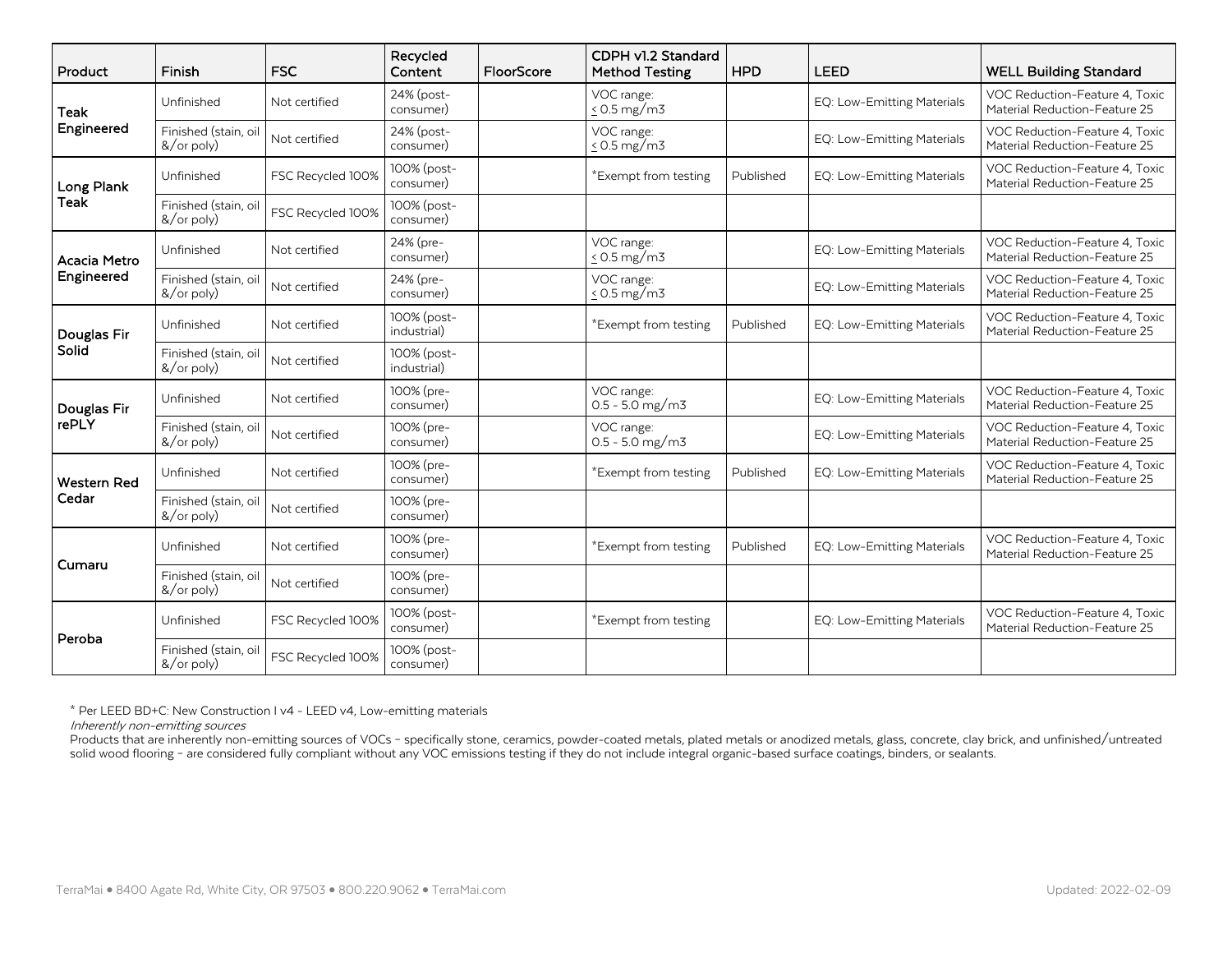| Product | Finish | FSC | Recycled Content | FloorScore | CDPH v1.2 Standard Method Testing | HPD | LEED | WELL Building Standard |
|---|---|---|---|---|---|---|---|---|
| **Teak Engineered** | Unfinished | Not certified | 24% (post-consumer) | | VOC range: ≤ 0.5 mg/m3 | | EQ: Low-Emitting Materials | VOC Reduction-Feature 4, Toxic Material Reduction-Feature 25 |
| | Finished (stain, oil &/or poly) | Not certified | 24% (post-consumer) | | VOC range: ≤ 0.5 mg/m3 | | EQ: Low-Emitting Materials | VOC Reduction-Feature 4, Toxic Material Reduction-Feature 25 |
| **Long Plank Teak** | Unfinished | FSC Recycled 100% | 100% (post-consumer) | | *Exempt from testing | Published | EQ: Low-Emitting Materials | VOC Reduction-Feature 4, Toxic Material Reduction-Feature 25 |
| | Finished (stain, oil &/or poly) | FSC Recycled 100% | 100% (post-consumer) | | | | | |
| **Acacia Metro Engineered** | Unfinished | Not certified | 24% (pre-consumer) | | VOC range: ≤ 0.5 mg/m3 | | EQ: Low-Emitting Materials | VOC Reduction-Feature 4, Toxic Material Reduction-Feature 25 |
| | Finished (stain, oil &/or poly) | Not certified | 24% (pre-consumer) | | VOC range: ≤ 0.5 mg/m3 | | EQ: Low-Emitting Materials | VOC Reduction-Feature 4, Toxic Material Reduction-Feature 25 |
| **Douglas Fir Solid** | Unfinished | Not certified | 100% (post-industrial) | | *Exempt from testing | Published | EQ: Low-Emitting Materials | VOC Reduction-Feature 4, Toxic Material Reduction-Feature 25 |
| | Finished (stain, oil &/or poly) | Not certified | 100% (post-industrial) | | | | | |
| **Douglas Fir rePLY** | Unfinished | Not certified | 100% (pre-consumer) | | VOC range: 0.5 - 5.0 mg/m3 | | EQ: Low-Emitting Materials | VOC Reduction-Feature 4, Toxic Material Reduction-Feature 25 |
| | Finished (stain, oil &/or poly) | Not certified | 100% (pre-consumer) | | VOC range: 0.5 - 5.0 mg/m3 | | EQ: Low-Emitting Materials | VOC Reduction-Feature 4, Toxic Material Reduction-Feature 25 |
| **Western Red Cedar** | Unfinished | Not certified | 100% (pre-consumer) | | *Exempt from testing | Published | EQ: Low-Emitting Materials | VOC Reduction-Feature 4, Toxic Material Reduction-Feature 25 |
| | Finished (stain, oil &/or poly) | Not certified | 100% (pre-consumer) | | | | | |
| **Cumaru** | Unfinished | Not certified | 100% (pre-consumer) | | *Exempt from testing | Published | EQ: Low-Emitting Materials | VOC Reduction-Feature 4, Toxic Material Reduction-Feature 25 |
| | Finished (stain, oil &/or poly) | Not certified | 100% (pre-consumer) | | | | | |
| **Peroba** | Unfinished | FSC Recycled 100% | 100% (post-consumer) | | *Exempt from testing | | EQ: Low-Emitting Materials | VOC Reduction-Feature 4, Toxic Material Reduction-Feature 25 |
| | Finished (stain, oil &/or poly) | FSC Recycled 100% | 100% (post-consumer) | | | | | |

* Per LEED BD+C: New Construction I v4 - LEED v4, Low-emitting materials

*Inherently non-emitting sources*

Products that are inherently non-emitting sources of VOCs – specifically stone, ceramics, powder-coated metals, plated metals or anodized metals, glass, concrete, clay brick, and unfinished/untreated solid wood flooring – are considered fully compliant without any VOC emissions testing if they do not include integral organic-based surface coatings, binders, or sealants.

TerraMai • 8400 Agate Rd, White City, OR 97503 • 800.220.9062 • TerraMai.com

Updated: 2022-02-09